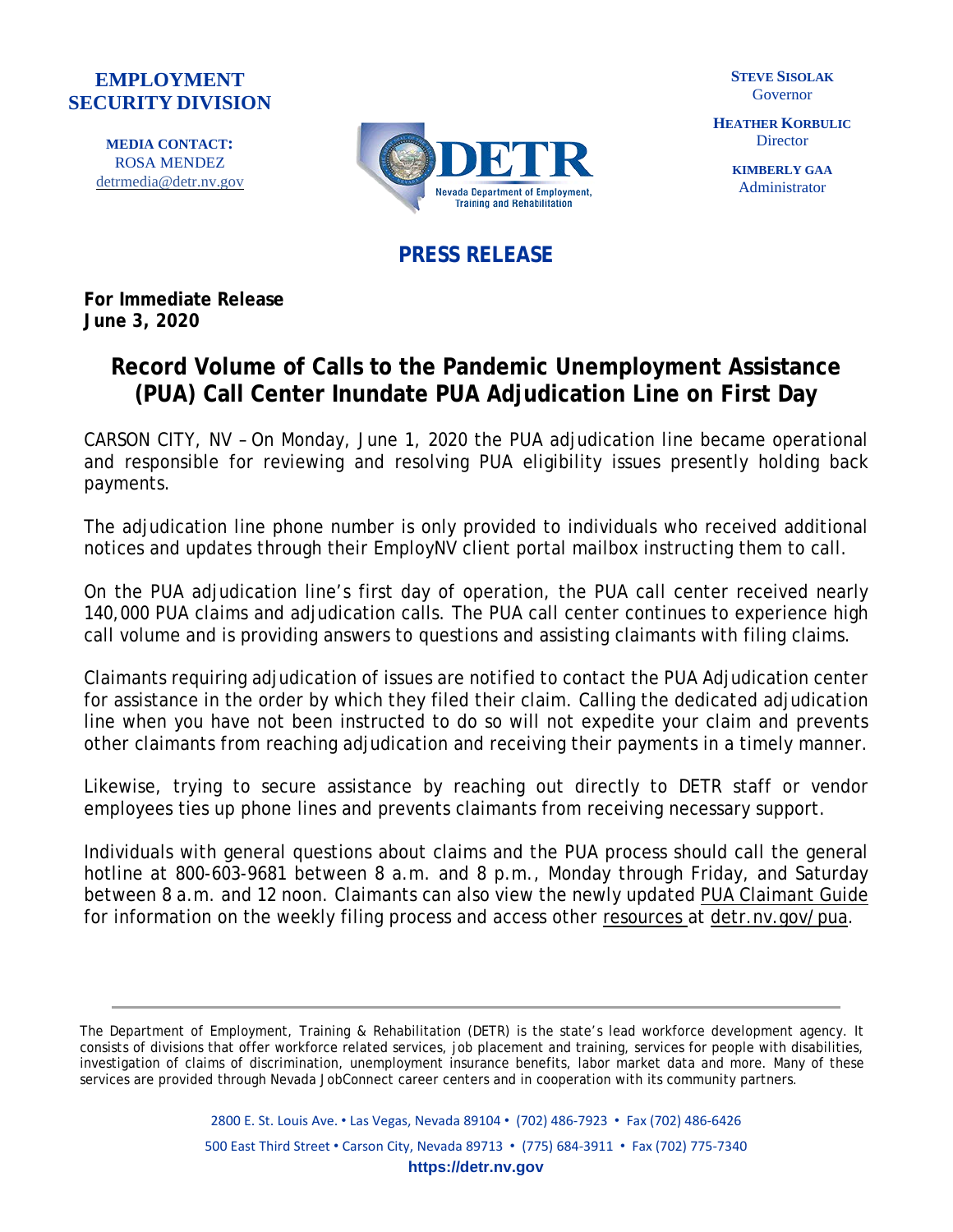**EMPLOYMENT SECURITY DIVISION**

**MEDIA CONTACT:**
ROSA MENDEZ
detrmedia@detr.nv.gov

DETR
Nevada Department of Employment, Training and Rehabilitation

**STEVE SISOLAK**
Governor

**HEATHER KORBULIC**
Director

**KIMBERLY GAA**
Administrator

## PRESS RELEASE

**For Immediate Release**
**June 3, 2020**

# Record Volume of Calls to the Pandemic Unemployment Assistance (PUA) Call Center Inundate PUA Adjudication Line on First Day

CARSON CITY, NV – On Monday, June 1, 2020 the PUA adjudication line became operational and responsible for reviewing and resolving PUA eligibility issues presently holding back payments.

The adjudication line phone number is only provided to individuals who received additional notices and updates through their EmployNV client portal mailbox instructing them to call.

On the PUA adjudication line's first day of operation, the PUA call center received nearly 140,000 PUA claims and adjudication calls. The PUA call center continues to experience high call volume and is providing answers to questions and assisting claimants with filing claims.

Claimants requiring adjudication of issues are notified to contact the PUA Adjudication center for assistance in the order by which they filed their claim. Calling the dedicated adjudication line when you have not been instructed to do so will not expedite your claim and prevents other claimants from reaching adjudication and receiving their payments in a timely manner.

Likewise, trying to secure assistance by reaching out directly to DETR staff or vendor employees ties up phone lines and prevents claimants from receiving necessary support.

Individuals with general questions about claims and the PUA process should call the general hotline at 800-603-9681 between 8 a.m. and 8 p.m., Monday through Friday, and Saturday between 8 a.m. and 12 noon. Claimants can also view the newly updated PUA Claimant Guide for information on the weekly filing process and access other resources at detr.nv.gov/pua.

---

The Department of Employment, Training & Rehabilitation (DETR) is the state's lead workforce development agency. It consists of divisions that offer workforce related services, job placement and training, services for people with disabilities, investigation of claims of discrimination, unemployment insurance benefits, labor market data and more. Many of these services are provided through Nevada JobConnect career centers and in cooperation with its community partners.

2800 E. St. Louis Ave. • Las Vegas, Nevada 89104 • (702) 486-7923 • Fax (702) 486-6426

500 East Third Street • Carson City, Nevada 89713 • (775) 684-3911 • Fax (702) 775-7340

**https://detr.nv.gov**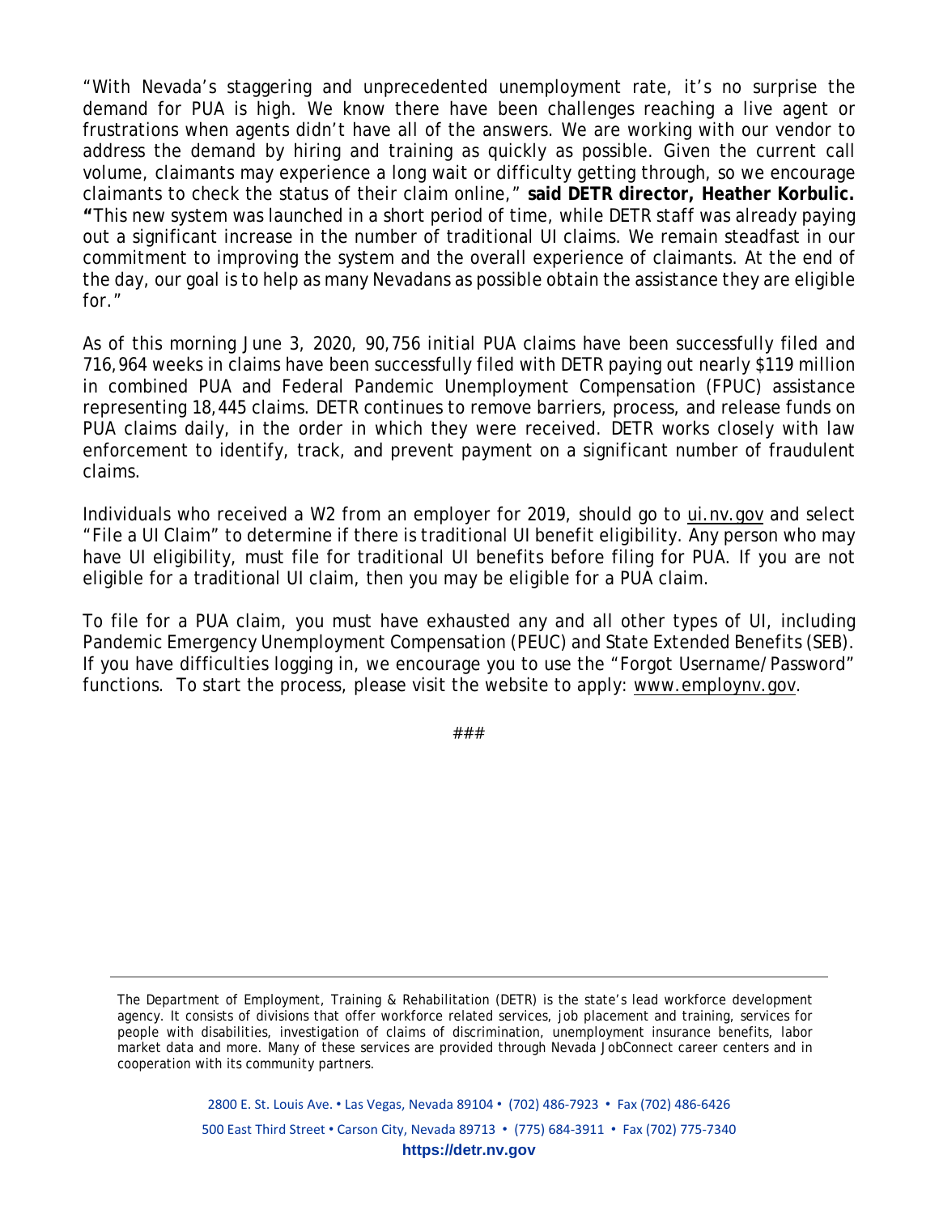"With Nevada's staggering and unprecedented unemployment rate, it's no surprise the demand for PUA is high. We know there have been challenges reaching a live agent or frustrations when agents didn't have all of the answers. We are working with our vendor to address the demand by hiring and training as quickly as possible. Given the current call volume, claimants may experience a long wait or difficulty getting through, so we encourage claimants to check the status of their claim online," **said DETR director, Heather Korbulic. "**This new system was launched in a short period of time, while DETR staff was already paying out a significant increase in the number of traditional UI claims. We remain steadfast in our commitment to improving the system and the overall experience of claimants. At the end of the day, our goal is to help as many Nevadans as possible obtain the assistance they are eligible for."

As of this morning June 3, 2020, 90,756 initial PUA claims have been successfully filed and 716,964 weeks in claims have been successfully filed with DETR paying out nearly $119 million in combined PUA and Federal Pandemic Unemployment Compensation (FPUC) assistance representing 18,445 claims. DETR continues to remove barriers, process, and release funds on PUA claims daily, in the order in which they were received. DETR works closely with law enforcement to identify, track, and prevent payment on a significant number of fraudulent claims.

Individuals who received a W2 from an employer for 2019, should go to ui.nv.gov and select "File a UI Claim" to determine if there is traditional UI benefit eligibility. Any person who may have UI eligibility, must file for traditional UI benefits before filing for PUA. If you are not eligible for a traditional UI claim, then you may be eligible for a PUA claim.

To file for a PUA claim, you must have exhausted any and all other types of UI, including Pandemic Emergency Unemployment Compensation (PEUC) and State Extended Benefits (SEB). If you have difficulties logging in, we encourage you to use the "Forgot Username/Password" functions. To start the process, please visit the website to apply: www.employnv.gov.

###

---

The Department of Employment, Training & Rehabilitation (DETR) is the state's lead workforce development agency. It consists of divisions that offer workforce related services, job placement and training, services for people with disabilities, investigation of claims of discrimination, unemployment insurance benefits, labor market data and more. Many of these services are provided through Nevada JobConnect career centers and in cooperation with its community partners.

2800 E. St. Louis Ave. • Las Vegas, Nevada 89104 • (702) 486-7923 • Fax (702) 486-6426

500 East Third Street • Carson City, Nevada 89713 • (775) 684-3911 • Fax (702) 775-7340

**https://detr.nv.gov**